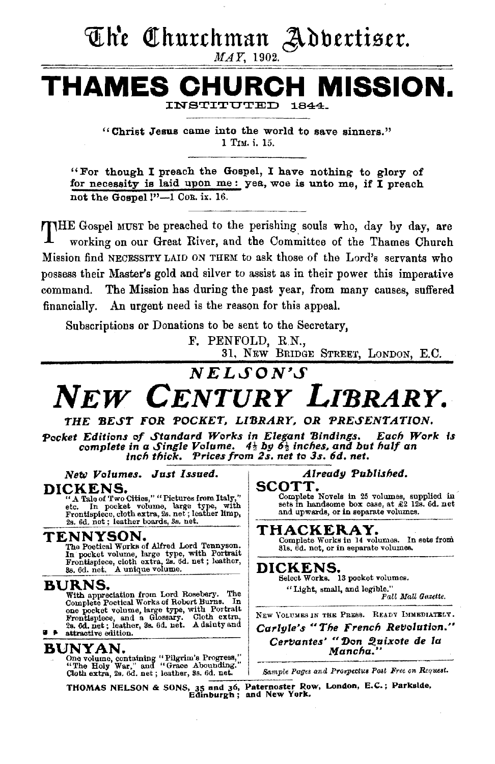# The Churchman Advertiser.

*MAY*, 1902.

# THAMES CHURCH MISSION.

INSTITUTED 1844.

**"Christ Jesus came into the world to save sinners."**
1 TIM. i. 15.

**"For though I preach the Gospel, I have nothing to glory of for necessity is laid upon me: yea, woe is unto me, if I preach not the Gospel!"—1 COR. ix. 16.**

THE Gospel MUST be preached to the perishing souls who, day by day, are working on our Great River, and the Committee of the Thames Church Mission find NECESSITY LAID ON THEM to ask those of the Lord's servants who possess their Master's gold and silver to assist as in their power this imperative command. The Mission has during the past year, from many causes, suffered financially. An urgent need is the reason for this appeal.

Subscriptions or Donations to be sent to the Secretary,

F. PENFOLD, R.N.,
31, NEW BRIDGE STREET, LONDON, E.C.

---

*NELSON'S*

# *NEW CENTURY LIBRARY.*

***THE BEST FOR POCKET, LIBRARY, OR PRESENTATION.***

***Pocket Editions of Standard Works in Elegant Bindings. Each Work is complete in a Single Volume. 4½ by 6½ inches, and but half an inch thick. Prices from 2s. net to 3s. 6d. net.***

*New Volumes. Just Issued.*

**DICKENS.**
"A Tale of Two Cities," "Pictures from Italy," etc. In pocket volume, large type, with Frontispiece, cloth extra, 2s. net; leather limp, 2s. 6d. net; leather boards, 3s. net.

**TENNYSON.**
The Poetical Works of Alfred Lord Tennyson. In pocket volume, large type, with Portrait Frontispiece, cloth extra, 2s. 6d. net; leather, 3s. 6d. net. A unique volume.

**BURNS.**
With appreciation from Lord Rosebery. The Complete Poetical Works of Robert Burns. In one pocket volume, large type, with Portrait Frontispiece, and a Glossary. Cloth extra, 2s. 6d. net; leather, 3s. 6d. net. A dainty and attractive edition.

**BUNYAN.**
One volume, containing "Pilgrim's Progress," "The Holy War," and "Grace Abounding." Cloth extra, 2s. 6d. net; leather, 3s. 6d. net.

*Already Published.*

**SCOTT.**
Complete Novels in 25 volumes, supplied in sets in handsome box case, at £2 12s. 6d. net and upwards, or in separate volumes.

**THACKERAY.**
Complete Works in 14 volumes. In sets from 31s. 6d. net, or in separate volumes.

**DICKENS.**
Select Works. 13 pocket volumes.

"Light, small, and legible."
*Pall Mall Gazette.*

NEW VOLUMES IN THE PRESS. READY IMMEDIATELY.

***Carlyle's "The French Revolution."***

***Cervantes' "Don Quixote de la Mancha."***

*Sample Pages and Prospectus Post Free on Request.*

**THOMAS NELSON & SONS, 35 and 36, Paternoster Row, London, E.C.; Parkside, Edinburgh; and New York.**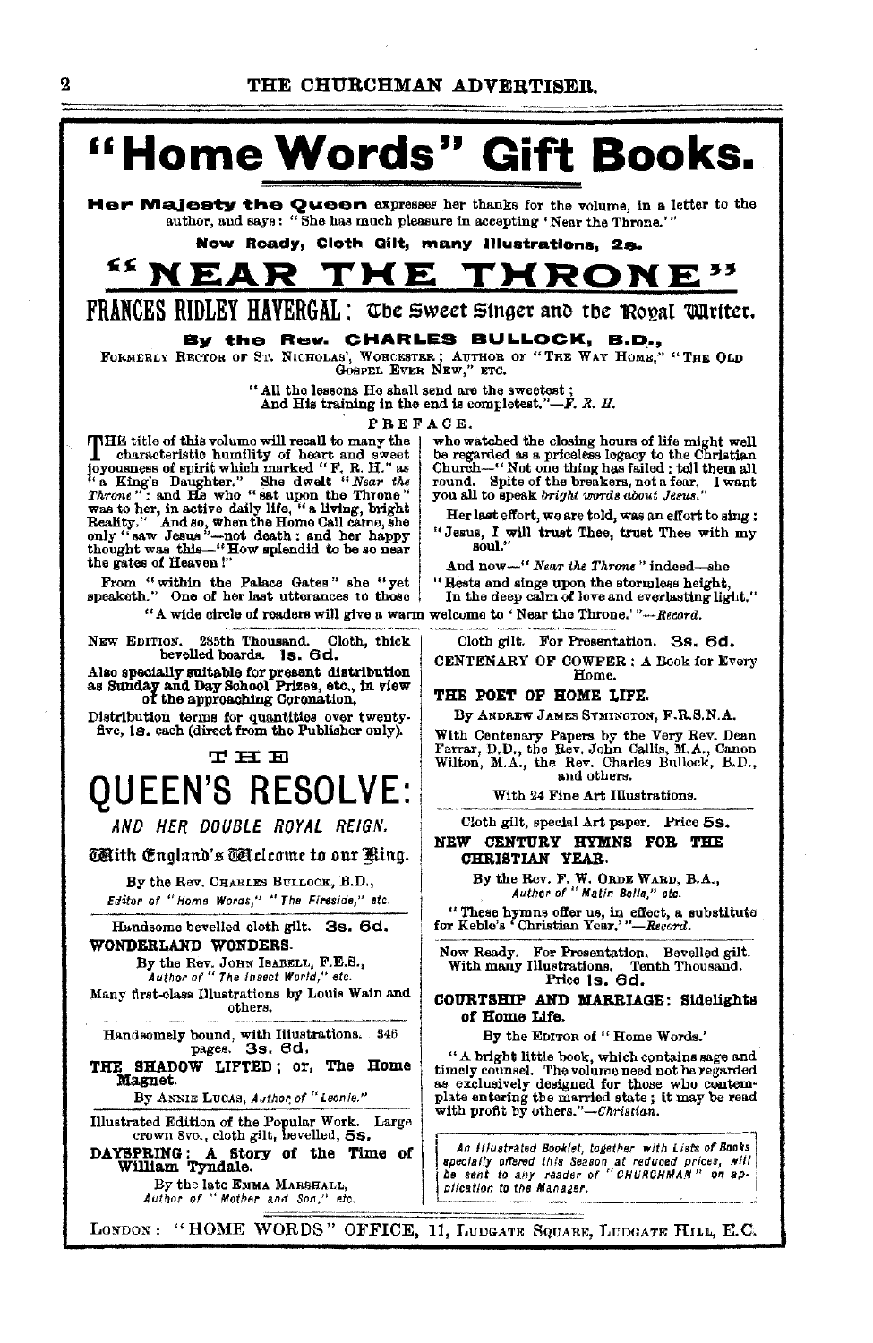# "Home Words" Gift Books.

**Her Majesty the Queen** expresses her thanks for the volume, in a letter to the author, and says: "She has much pleasure in accepting 'Near the Throne.'"

**Now Ready, Cloth Gilt, many Illustrations, 2s.**

## "NEAR THE THRONE"

### FRANCES RIDLEY HAVERGAL: The Sweet Singer and the Royal Writer.

**By the Rev. CHARLES BULLOCK, B.D.,**

FORMERLY RECTOR OF ST. NICHOLAS', WORCESTER; AUTHOR OF "THE WAY HOME," "THE OLD GOSPEL EVER NEW," ETC.

"All the lessons He shall send are the sweetest;
And His training in the end is completest."—*F. R. H.*

PREFACE.

THE title of this volume will recall to many the characteristic humility of heart and sweet joyousness of spirit which marked "F. R. H." as "a King's Daughter." She dwelt "*Near the Throne*": and He who "sat upon the Throne" was to her, in active daily life, "a living, bright Reality." And so, when the Home Call came, she only "saw Jesus"—not death: and her happy thought was this—"How splendid to be so near the gates of Heaven!"

From "within the Palace Gates" she "yet speaketh." One of her last utterances to those who watched the closing hours of life might well be regarded as a priceless legacy to the Christian Church—"Not one thing has failed: tell them all round. Spite of the breakers, not a fear. I want you all to speak *bright words about Jesus.*"

Her last effort, we are told, was an effort to sing:
"Jesus, I will trust Thee, trust Thee with my soul."

And now—"*Near the Throne*" indeed—she
"Rests and sings upon the stormless height,
In the deep calm of love and everlasting light."

"A wide circle of readers will give a warm welcome to 'Near the Throne.'"—*Record.*

---

NEW EDITION. 285th Thousand. Cloth, thick bevelled boards. **1s. 6d.**

Also specially suitable for present distribution as Sunday and Day School Prizes, etc., in view of the approaching Coronation.

Distribution terms for quantities over twenty-five, **1s.** each (direct from the Publisher only).

## THE QUEEN'S RESOLVE:

*AND HER DOUBLE ROYAL REIGN.*

**With England's Welcome to our King.**

By the Rev. CHARLES BULLOCK, B.D.,
*Editor of "Home Words," "The Fireside," etc.*

---

Handsome bevelled cloth gilt. **3s. 6d.**

**WONDERLAND WONDERS.**

By the Rev. JOHN ISABELL, F.E.S.,
*Author of "The Insect World," etc.*

Many first-class Illustrations by Louis Wain and others.

---

Handsomely bound, with Illustrations. 346 pages. **3s. 6d.**

**THE SHADOW LIFTED; or, The Home Magnet.**

By ANNIE LUCAS, *Author of "Leonie."*

---

Illustrated Edition of the Popular Work. Large crown 8vo., cloth gilt, bevelled, **5s.**

**DAYSPRING: A Story of the Time of William Tyndale.**

By the late EMMA MARSHALL,
*Author of "Mother and Son," etc.*

---

Cloth gilt. For Presentation. **3s. 6d.**

**CENTENARY OF COWPER: A Book for Every Home.**

**THE POET OF HOME LIFE.**

By ANDREW JAMES SYMINGTON, F.R.S.N.A.

With Centenary Papers by the Very Rev. Dean Farrar, D.D., the Rev. John Callis, M.A., Canon Wilton, M.A., the Rev. Charles Bullock, B.D., and others.

With 24 Fine Art Illustrations.

---

Cloth gilt, special Art paper. Price **5s.**

**NEW CENTURY HYMNS FOR THE CHRISTIAN YEAR.**

By the Rev. F. W. ORDE WARD, B.A.,
*Author of "Matin Bells," etc.*

"These hymns offer us, in effect, a substitute for Keble's 'Christian Year.'"—*Record.*

---

Now Ready. For Presentation. Bevelled gilt. With many Illustrations. Tenth Thousand. Price **1s. 6d.**

**COURTSHIP AND MARRIAGE: Sidelights of Home Life.**

By the EDITOR of "Home Words."

"A bright little book, which contains sage and timely counsel. The volume need not be regarded as exclusively designed for those who contemplate entering the married state; it may be read with profit by others."—*Christian.*

---

*An Illustrated Booklet, together with Lists of Books specially offered this Season at reduced prices, will be sent to any reader of "CHURCHMAN" on application to the Manager.*

---

LONDON: "HOME WORDS" OFFICE, 11, LUDGATE SQUARE, LUDGATE HILL, E.C.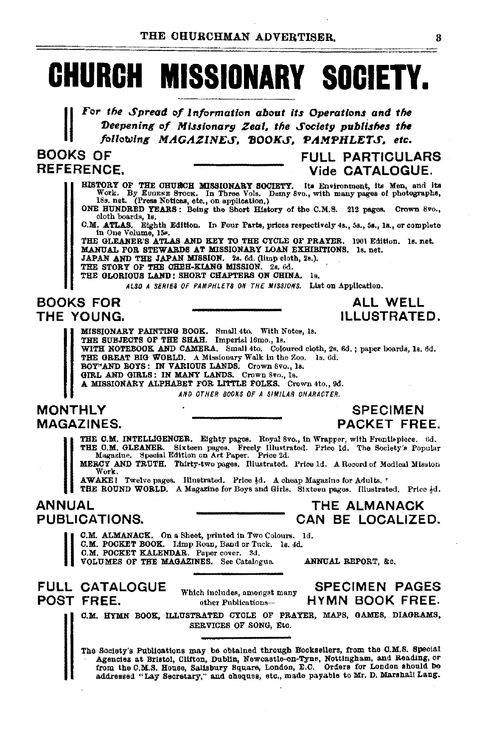# CHURCH MISSIONARY SOCIETY.

*For the Spread of Information about its Operations and the Deepening of Missionary Zeal, the Society publishes the following MAGAZINES, BOOKS, PAMPHLETS, etc.*

## BOOKS OF REFERENCE. — FULL PARTICULARS Vide CATALOGUE.

**HISTORY OF THE CHURCH MISSIONARY SOCIETY.** Its Environment, its Men, and its Work. By EUGENE STOCK. In Three Vols. Demy 8vo., with many pages of photographs, 18s. net. (Press Notices, etc., on application.)

**ONE HUNDRED YEARS:** Being the Short History of the C.M.S. 212 pages. Crown 8vo., cloth boards, 1s.

**C.M. ATLAS.** Eighth Edition. In Four Parts, prices respectively 4s., 5s., 5s., 1s., or complete in One Volume, 15s.

**THE GLEANER'S ATLAS AND KEY TO THE CYCLE OF PRAYER.** 1901 Edition. 1s. net.

**MANUAL FOR STEWARDS AT MISSIONARY LOAN EXHIBITIONS.** 1s. net.

**JAPAN AND THE JAPAN MISSION.** 2s. 6d. (limp cloth, 2s.).

**THE STORY OF THE CHEH-KIANG MISSION.** 2s. 6d.

**THE GLORIOUS LAND: SHORT CHAPTERS ON CHINA.** 1s.

ALSO A SERIES OF PAMPHLETS ON THE MISSIONS. List on Application.

## BOOKS FOR THE YOUNG. — ALL WELL ILLUSTRATED.

**MISSIONARY PAINTING BOOK.** Small 4to. With Notes, 1s.

**THE SUBJECTS OF THE SHAH.** Imperial 16mo., 1s.

**WITH NOTEBOOK AND CAMERA.** Small 4to. Coloured cloth, 2s. 6d.; paper boards, 1s. 6d.

**THE GREAT BIG WORLD.** A Missionary Walk in the Zoo. 1s. 6d.

**BOY AND BOYS: IN VARIOUS LANDS.** Crown 8vo., 1s.

**GIRL AND GIRLS: IN MANY LANDS.** Crown 8vo., 1s.

**A MISSIONARY ALPHABET FOR LITTLE FOLKS.** Crown 4to., 9d.

AND OTHER BOOKS OF A SIMILAR CHARACTER.

## MONTHLY MAGAZINES. — SPECIMEN PACKET FREE.

**THE C.M. INTELLIGENCER.** Eighty pages. Royal 8vo., in Wrapper, with Frontispiece. 6d.

**THE C.M. GLEANER.** Sixteen pages. Freely Illustrated. Price 1d. The Society's Popular Magazine. Special Edition on Art Paper. Price 2d.

**MERCY AND TRUTH.** Thirty-two pages. Illustrated. Price 1d. A Record of Medical Mission Work.

**AWAKE!** Twelve pages. Illustrated. Price ½d. A cheap Magazine for Adults.

**THE ROUND WORLD.** A Magazine for Boys and Girls. Sixteen pages. Illustrated. Price ½d.

## ANNUAL PUBLICATIONS. — THE ALMANACK CAN BE LOCALIZED.

**C.M. ALMANACK.** On a Sheet, printed in Two Colours. 1d.

**C.M. POCKET BOOK.** Limp Roan, Band or Tuck. 1s. 4d.

**C.M. POCKET KALENDAR.** Paper cover. 3d.

**VOLUMES OF THE MAGAZINES.** See Catalogue. **ANNUAL REPORT, &c.**

## FULL CATALOGUE POST FREE. — SPECIMEN PAGES HYMN BOOK FREE.

Which includes, amongst many other Publications—

**C.M. HYMN BOOK, ILLUSTRATED CYCLE OF PRAYER, MAPS, GAMES, DIAGRAMS, SERVICES OF SONG, Etc.**

The Society's Publications may be obtained through Booksellers, from the C.M.S. Special Agencies at Bristol, Clifton, Dublin, Newcastle-on-Tyne, Nottingham, and Reading, or from the C.M.S. House, Salisbury Square, London, E.C. Orders for London should be addressed "Lay Secretary," and cheques, etc., made payable to Mr. D. Marshall Lang.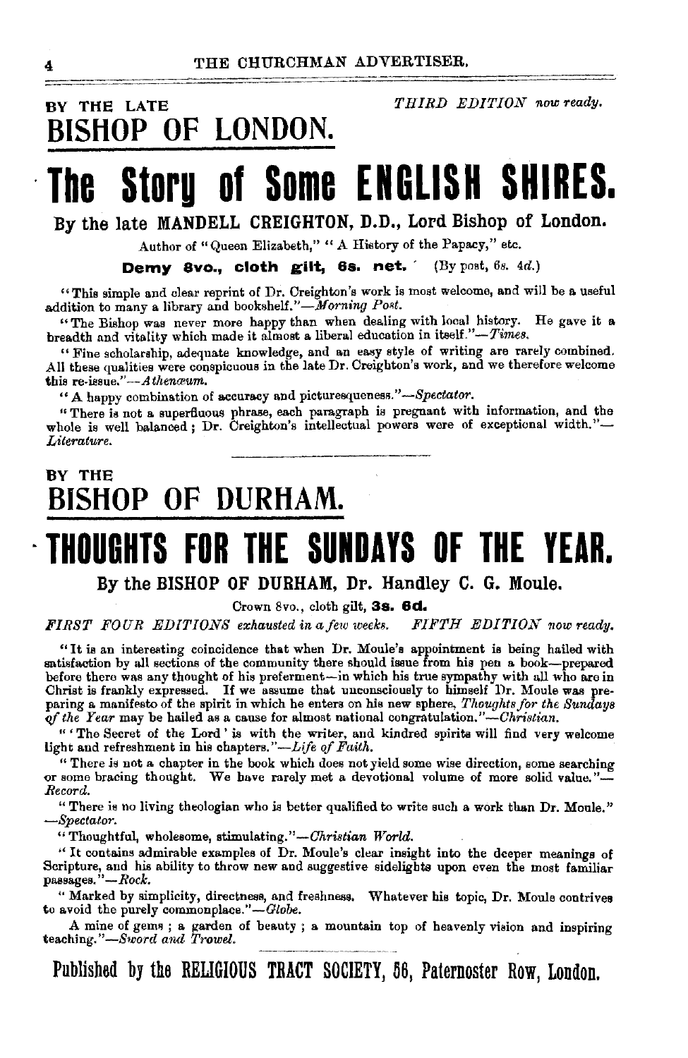BY THE LATE

*THIRD EDITION now ready.*

## BISHOP OF LONDON.

# The Story of Some ENGLISH SHIRES.

### By the late MANDELL CREIGHTON, D.D., Lord Bishop of London.

Author of "Queen Elizabeth," "A History of the Papacy," etc.

**Demy 8vo., cloth gilt, 6s. net.** (By post, 6s. 4d.)

"This simple and clear reprint of Dr. Creighton's work is most welcome, and will be a useful addition to many a library and bookshelf."—*Morning Post.*

"The Bishop was never more happy than when dealing with local history. He gave it a breadth and vitality which made it almost a liberal education in itself."—*Times.*

"Fine scholarship, adequate knowledge, and an easy style of writing are rarely combined. All these qualities were conspicuous in the late Dr. Creighton's work, and we therefore welcome this re-issue."—*Athenæum.*

"A happy combination of accuracy and picturesqueness."—*Spectator.*

"There is not a superfluous phrase, each paragraph is pregnant with information, and the whole is well balanced; Dr. Creighton's intellectual powers were of exceptional width."—*Literature.*

---

BY THE

## BISHOP OF DURHAM.

# THOUGHTS FOR THE SUNDAYS OF THE YEAR.

### By the BISHOP OF DURHAM, Dr. Handley C. G. Moule.

Crown 8vo., cloth gilt, **3s. 6d.**

*FIRST FOUR EDITIONS exhausted in a few weeks.* *FIFTH EDITION now ready.*

"It is an interesting coincidence that when Dr. Moule's appointment is being hailed with satisfaction by all sections of the community there should issue from his pen a book—prepared before there was any thought of his preferment—in which his true sympathy with all who are in Christ is frankly expressed. If we assume that unconsciously to himself Dr. Moule was preparing a manifesto of the spirit in which he enters on his new sphere, *Thoughts for the Sundays of the Year* may be hailed as a cause for almost national congratulation."—*Christian.*

"'The Secret of the Lord' is with the writer, and kindred spirits will find very welcome light and refreshment in his chapters."—*Life of Faith.*

"There is not a chapter in the book which does not yield some wise direction, some searching or some bracing thought. We have rarely met a devotional volume of more solid value."—*Record.*

"There is no living theologian who is better qualified to write such a work than Dr. Moule."—*Spectator.*

"Thoughtful, wholesome, stimulating."—*Christian World.*

"It contains admirable examples of Dr. Moule's clear insight into the deeper meanings of Scripture, and his ability to throw new and suggestive sidelights upon even the most familiar passages."—*Rock.*

"Marked by simplicity, directness, and freshness. Whatever his topic, Dr. Moule contrives to avoid the purely commonplace."—*Globe.*

A mine of gems; a garden of beauty; a mountain top of heavenly vision and inspiring teaching."—*Sword and Trowel.*

---

**Published by the RELIGIOUS TRACT SOCIETY, 56, Paternoster Row, London.**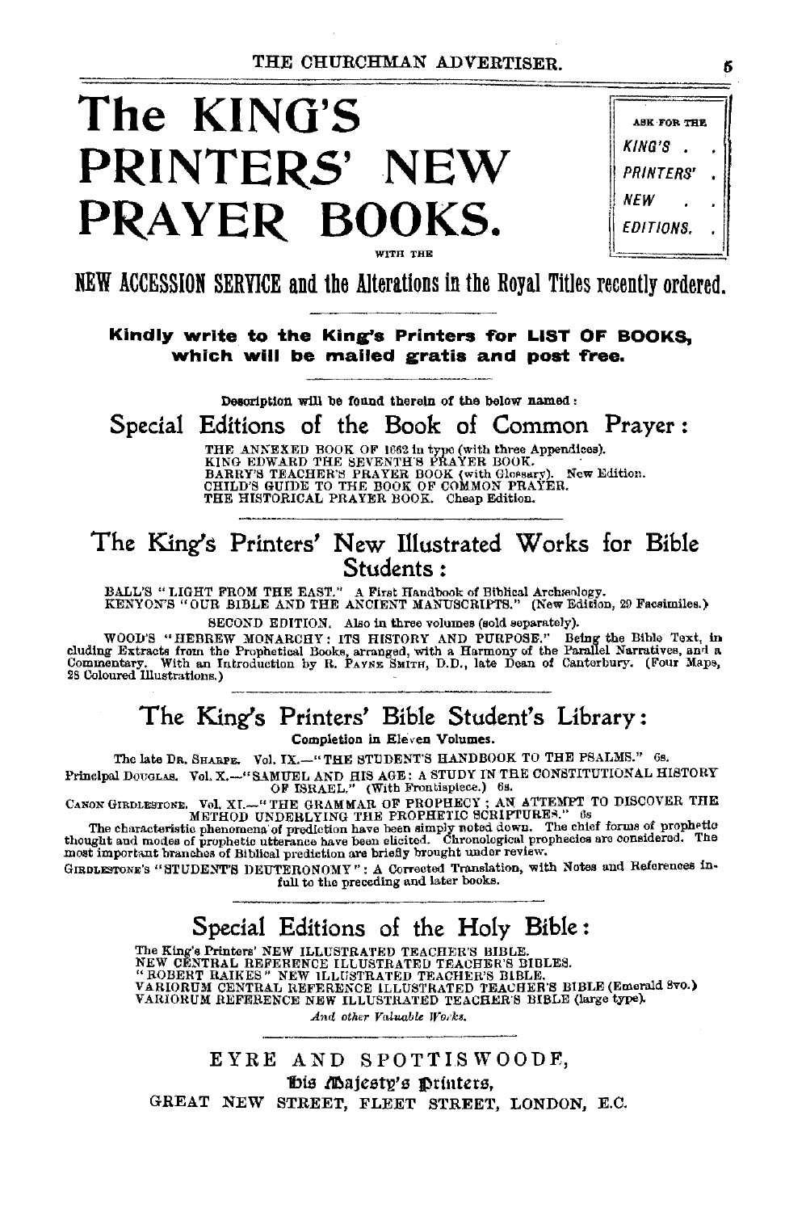# The KING'S PRINTERS' NEW PRAYER BOOKS.

ASK FOR THE KING'S PRINTERS' NEW EDITIONS.

WITH THE

## NEW ACCESSION SERVICE and the Alterations in the Royal Titles recently ordered.

**Kindly write to the King's Printers for LIST OF BOOKS, which will be mailed gratis and post free.**

Description will be found therein of the below named:

## Special Editions of the Book of Common Prayer:

THE ANNEXED BOOK OF 1662 in type (with three Appendices).
KING EDWARD THE SEVENTH'S PRAYER BOOK.
BARRY'S TEACHER'S PRAYER BOOK (with Glossary). New Edition.
CHILD'S GUIDE TO THE BOOK OF COMMON PRAYER.
THE HISTORICAL PRAYER BOOK. Cheap Edition.

## The King's Printers' New Illustrated Works for Bible Students:

BALL'S "LIGHT FROM THE EAST." A First Handbook of Biblical Archæology.
KENYON'S "OUR BIBLE AND THE ANCIENT MANUSCRIPTS." (New Edition, 29 Facsimiles.)

SECOND EDITION. Also in three volumes (sold separately).

WOOD'S "HEBREW MONARCHY: ITS HISTORY AND PURPOSE." Being the Bible Text, including Extracts from the Prophetical Books, arranged, with a Harmony of the Parallel Narratives, and a Commentary. With an Introduction by R. PAYNE SMITH, D.D., late Dean of Canterbury. (Four Maps, 28 Coloured Illustrations.)

## The King's Printers' Bible Student's Library:

Completion in Eleven Volumes.

The late DR. SHARPE. Vol. IX.—"THE STUDENT'S HANDBOOK TO THE PSALMS." 6s.

Principal DOUGLAS. Vol. X.—"SAMUEL AND HIS AGE: A STUDY IN THE CONSTITUTIONAL HISTORY OF ISRAEL." (With Frontispiece.) 6s.

CANON GIRDLESTONE. Vol. XI.—"THE GRAMMAR OF PROPHECY; AN ATTEMPT TO DISCOVER THE METHOD UNDERLYING THE PROPHETIC SCRIPTURES." 6s.
The characteristic phenomena of prediction have been simply noted down. The chief forms of prophetic thought and modes of prophetic utterance have been elicited. Chronological prophecies are considered. The most important branches of Biblical prediction are briefly brought under review.

GIRDLESTONE'S "STUDENT'S DEUTERONOMY": A Corrected Translation, with Notes and References infull to the preceding and later books.

## Special Editions of the Holy Bible:

The King's Printers' NEW ILLUSTRATED TEACHER'S BIBLE.
NEW CENTRAL REFERENCE ILLUSTRATED TEACHER'S BIBLES.
"ROBERT RAIKES" NEW ILLUSTRATED TEACHER'S BIBLE.
VARIORUM CENTRAL REFERENCE ILLUSTRATED TEACHER'S BIBLE (Emerald 8vo.)
VARIORUM REFERENCE NEW ILLUSTRATED TEACHER'S BIBLE (large type).

*And other Valuable Works.*

EYRE AND SPOTTISWOODE,
His Majesty's Printers,
GREAT NEW STREET, FLEET STREET, LONDON, E.C.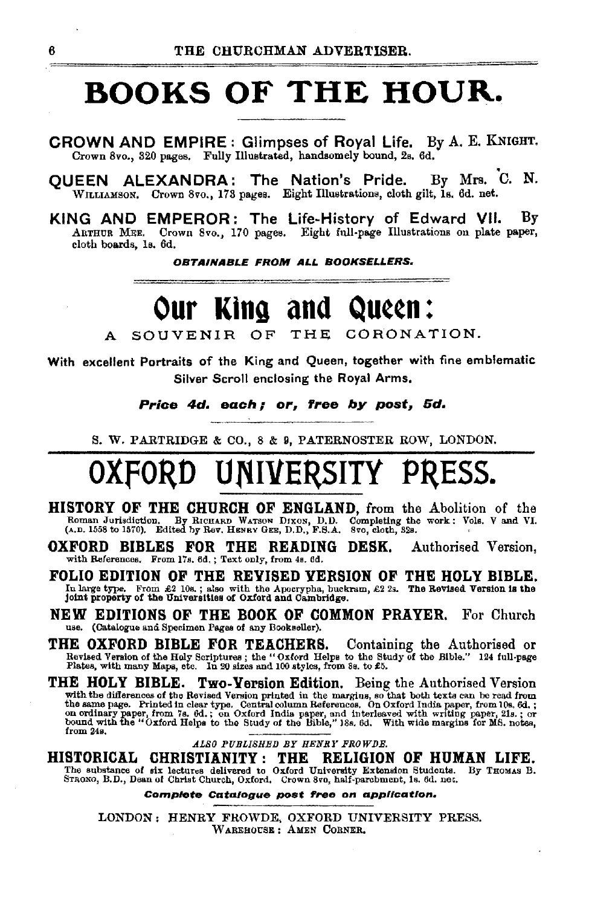# BOOKS OF THE HOUR.

**CROWN AND EMPIRE: Glimpses of Royal Life.** By A. E. KNIGHT. Crown 8vo., 320 pages. Fully Illustrated, handsomely bound, 2s. 6d.

**QUEEN ALEXANDRA: The Nation's Pride.** By Mrs. C. N. WILLIAMSON. Crown 8vo., 178 pages. Eight Illustrations, cloth gilt, 1s. 6d. net.

**KING AND EMPEROR: The Life-History of Edward VII.** By ARTHUR MEE. Crown 8vo., 170 pages. Eight full-page Illustrations on plate paper, cloth boards, 1s. 6d.

***OBTAINABLE FROM ALL BOOKSELLERS.***

# Our King and Queen:

## A SOUVENIR OF THE CORONATION.

With excellent Portraits of the King and Queen, together with fine emblematic Silver Scroll enclosing the Royal Arms.

***Price 4d. each; or, free by post, 5d.***

S. W. PARTRIDGE & CO., 8 & 9, PATERNOSTER ROW, LONDON.

# OXFORD UNIVERSITY PRESS.

**HISTORY OF THE CHURCH OF ENGLAND,** from the Abolition of the Roman Jurisdiction. By RICHARD WATSON DIXON, D.D. Completing the work: Vols. V and VI. (A.D. 1558 to 1570). Edited by Rev. HENRY GEE, D.D., F.S.A. 8vo, cloth, 32s.

**OXFORD BIBLES FOR THE READING DESK.** Authorised Version, with References. From 17s. 6d.; Text only, from 4s. 6d.

**FOLIO EDITION OF THE REVISED VERSION OF THE HOLY BIBLE.** In large type. From £2 10s.; also with the Apocrypha, buckram, £2 2s. **The Revised Version is the joint property of the Universities of Oxford and Cambridge.**

**NEW EDITIONS OF THE BOOK OF COMMON PRAYER.** For Church use. (Catalogue and Specimen Pages of any Bookseller).

**THE OXFORD BIBLE FOR TEACHERS.** Containing the Authorised or Revised Version of the Holy Scriptures; the "Oxford Helps to the Study of the Bible." 124 full-page Plates, with many Maps, etc. In 20 sizes and 100 styles, from 8s. to £5.

**THE HOLY BIBLE. Two-Version Edition.** Being the Authorised Version with the differences of the Revised Version printed in the margins, so that both texts can be read from the same page. Printed in clear type. Central column References. On Oxford India paper, from 10s. 6d.; on ordinary paper, from 7s. 6d.; on Oxford India paper, and interleaved with writing paper, 21s.; or bound with the "Oxford Helps to the Study of the Bible," 18s. 6d. With wide margins for MS. notes, from 24s.

*ALSO PUBLISHED BY HENRY FROWDE.*

**HISTORICAL CHRISTIANITY: THE RELIGION OF HUMAN LIFE.** The substance of six lectures delivered to Oxford University Extension Students. By THOMAS B. STRONG, B.D., Dean of Christ Church, Oxford. Crown 8vo, half-parchment, 1s. 6d. net.

***Complete Catalogue post free on application.***

LONDON: HENRY FROWDE, OXFORD UNIVERSITY PRESS.
WAREHOUSE: AMEN CORNER.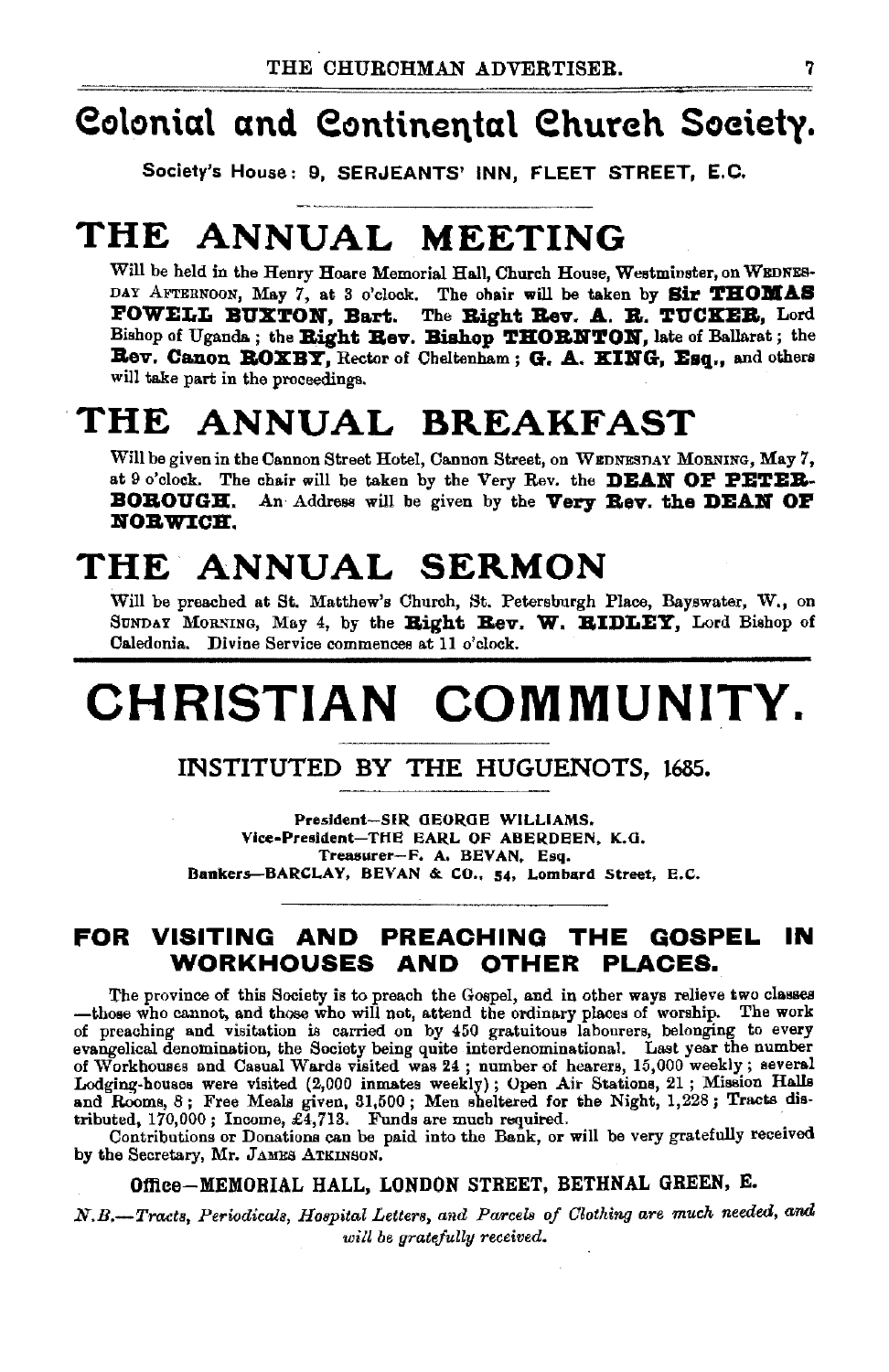# Colonial and Continental Church Society.

**Society's House: 9, SERJEANTS' INN, FLEET STREET, E.C.**

## THE ANNUAL MEETING

Will be held in the Henry Hoare Memorial Hall, Church House, Westminster, on WEDNESDAY AFTERNOON, May 7, at 3 o'clock. The chair will be taken by **Sir THOMAS FOWELL BUXTON, Bart.** The **Right Rev. A. R. TUCKER,** Lord Bishop of Uganda; the **Right Rev. Bishop THORNTON,** late of Ballarat; the **Rev. Canon ROXBY,** Rector of Cheltenham; **G. A. KING, Esq.,** and others will take part in the proceedings.

## THE ANNUAL BREAKFAST

Will be given in the Cannon Street Hotel, Cannon Street, on WEDNESDAY MORNING, May 7, at 9 o'clock. The chair will be taken by the Very Rev. the **DEAN OF PETERBOROUGH.** An Address will be given by the **Very Rev. the DEAN OF NORWICH.**

## THE ANNUAL SERMON

Will be preached at St. Matthew's Church, St. Petersburgh Place, Bayswater, W., on SUNDAY MORNING, May 4, by the **Right Rev. W. RIDLEY,** Lord Bishop of Caledonia. Divine Service commences at 11 o'clock.

# CHRISTIAN COMMUNITY.

## INSTITUTED BY THE HUGUENOTS, 1685.

President—SIR GEORGE WILLIAMS.
Vice-President—THE EARL OF ABERDEEN, K.G.
Treasurer—F. A. BEVAN, Esq.
Bankers—BARCLAY, BEVAN & CO., 54, Lombard Street, E.C.

### FOR VISITING AND PREACHING THE GOSPEL IN WORKHOUSES AND OTHER PLACES.

The province of this Society is to preach the Gospel, and in other ways relieve two classes—those who cannot, and those who will not, attend the ordinary places of worship. The work of preaching and visitation is carried on by 450 gratuitous labourers, belonging to every evangelical denomination, the Society being quite interdenominational. Last year the number of Workhouses and Casual Wards visited was 24; number of hearers, 15,000 weekly; several Lodging-houses were visited (2,000 inmates weekly); Open Air Stations, 21; Mission Halls and Rooms, 8; Free Meals given, 31,500; Men sheltered for the Night, 1,228; Tracts distributed, 170,000; Income, £4,713. Funds are much required.

Contributions or Donations can be paid into the Bank, or will be very gratefully received by the Secretary, Mr. JAMES ATKINSON.

**Office—MEMORIAL HALL, LONDON STREET, BETHNAL GREEN, E.**

*N.B.—Tracts, Periodicals, Hospital Letters, and Parcels of Clothing are much needed, and will be gratefully received.*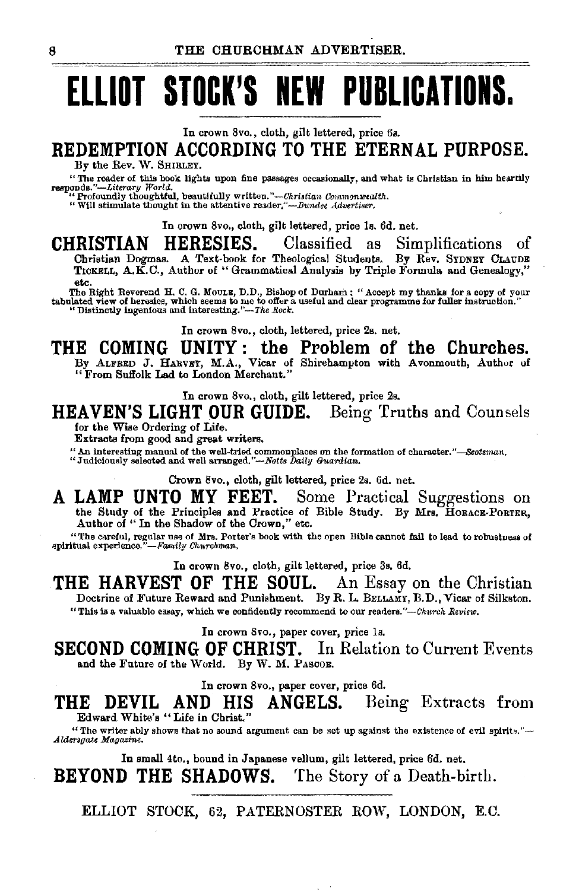# ELLIOT STOCK'S NEW PUBLICATIONS.

In crown 8vo., cloth, gilt lettered, price 6s.

## REDEMPTION ACCORDING TO THE ETERNAL PURPOSE.

By the Rev. W. SHIRLEY.

"The reader of this book lights upon fine passages occasionally, and what is Christian in him heartily responds."—*Literary World.*

"Profoundly thoughtful, beautifully written."—*Christian Commonwealth.*

"Will stimulate thought in the attentive reader."—*Dundee Advertiser.*

In crown 8vo., cloth, gilt lettered, price 1s. 6d. net.

## CHRISTIAN HERESIES. Classified as Simplifications of Christian Dogmas.

A Text-book for Theological Students. By Rev. SYDNEY CLAUDE TICKELL, A.K.C., Author of "Grammatical Analysis by Triple Formula and Genealogy," etc.

The Right Reverend H. C. G. MOULE, D.D., Bishop of Durham: "Accept my thanks for a copy of your tabulated view of heresies, which seems to me to offer a useful and clear programme for fuller instruction."

"Distinctly ingenious and interesting."—*The Rock.*

In crown 8vo., cloth, lettered, price 2s. net.

## THE COMING UNITY: the Problem of the Churches.

By ALFRED J. HARVEY, M.A., Vicar of Shirehampton with Avonmouth, Author of "From Suffolk Lad to London Merchant."

In crown 8vo., cloth, gilt lettered, price 2s.

## HEAVEN'S LIGHT OUR GUIDE. Being Truths and Counsels for the Wise Ordering of Life.

Extracts from good and great writers.

"An interesting manual of the well-tried commonplaces on the formation of character."—*Scotsman.*

"Judiciously selected and well arranged."—*Notts Daily Guardian.*

Crown 8vo., cloth, gilt lettered, price 2s. 6d. net.

## A LAMP UNTO MY FEET. Some Practical Suggestions on the Study of the Principles and Practice of Bible Study.

By Mrs. HORACE-PORTER, Author of "In the Shadow of the Crown," etc.

"The careful, regular use of Mrs. Porter's book with the open Bible cannot fail to lead to robustness of spiritual experience."—*Family Churchman.*

In crown 8vo., cloth, gilt lettered, price 3s. 6d.

## THE HARVEST OF THE SOUL. An Essay on the Christian Doctrine of Future Reward and Punishment.

By R. L. BELLAMY, B.D., Vicar of Silkston.

"This is a valuable essay, which we confidently recommend to our readers."—*Church Review.*

In crown 8vo., paper cover, price 1s.

## SECOND COMING OF CHRIST. In Relation to Current Events and the Future of the World.

By W. M. PASCOE.

In crown 8vo., paper cover, price 6d.

## THE DEVIL AND HIS ANGELS. Being Extracts from Edward White's "Life in Christ."

"The writer ably shows that no sound argument can be set up against the existence of evil spirits."—*Aldersgate Magazine.*

In small 4to., bound in Japanese vellum, gilt lettered, price 6d. net.

## BEYOND THE SHADOWS. The Story of a Death-birth.

ELLIOT STOCK, 62, PATERNOSTER ROW, LONDON, E.C.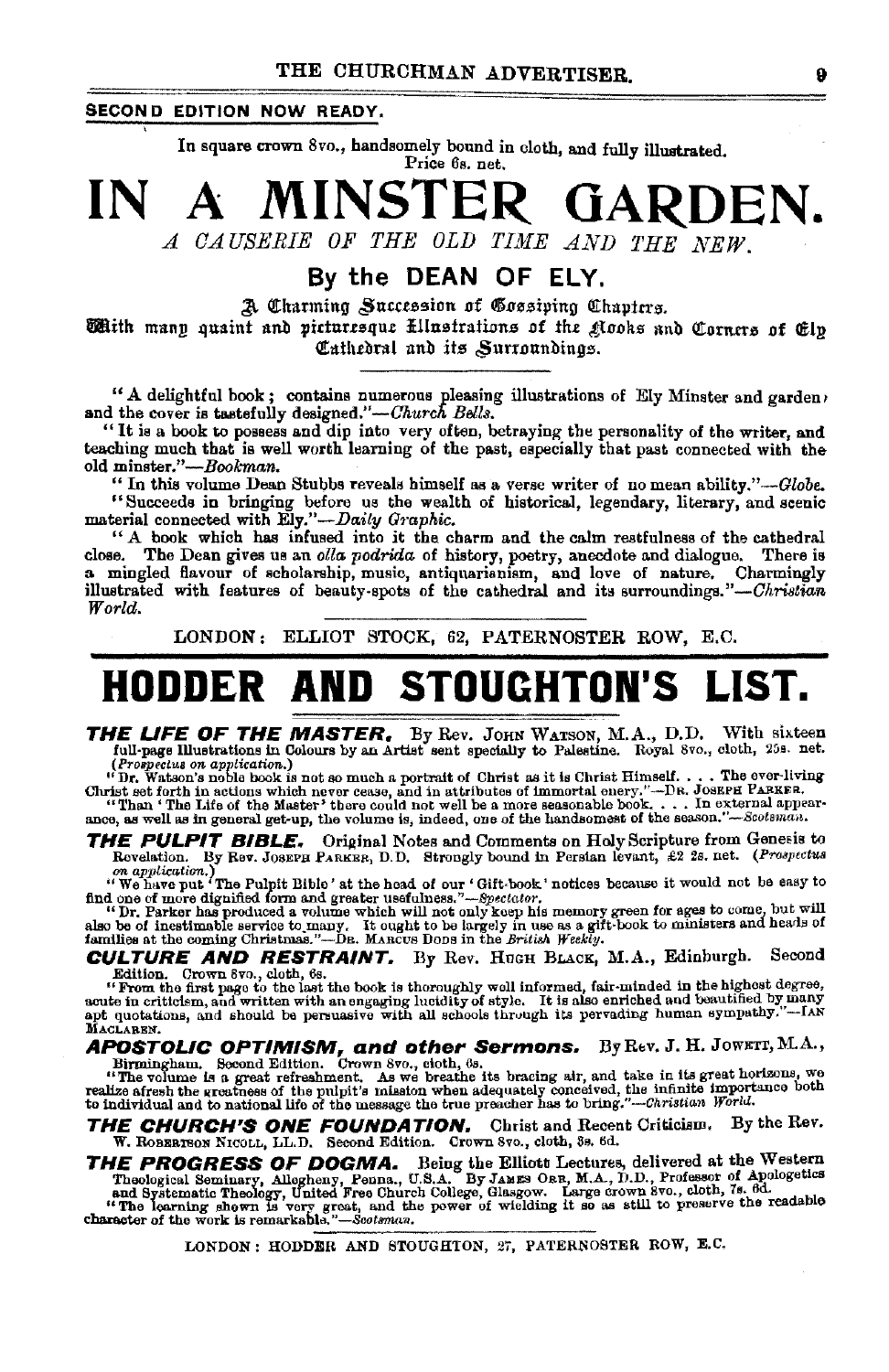**SECOND EDITION NOW READY.**

In square crown 8vo., handsomely bound in cloth, and fully illustrated.
Price 6s. net.

# IN A MINSTER GARDEN.

*A CAUSERIE OF THE OLD TIME AND THE NEW.*

## By the DEAN OF ELY.

A Charming Succession of Gossiping Chapters.

With many quaint and picturesque Illustrations of the Nooks and Corners of Ely Cathedral and its Surroundings.

"A delightful book; contains numerous pleasing illustrations of Ely Minster and garden, and the cover is tastefully designed."—*Church Bells.*

"It is a book to possess and dip into very often, betraying the personality of the writer, and teaching much that is well worth learning of the past, especially that past connected with the old minster."—*Bookman.*

"In this volume Dean Stubbs reveals himself as a verse writer of no mean ability."—*Globe.*

"Succeeds in bringing before us the wealth of historical, legendary, literary, and scenic material connected with Ely."—*Daily Graphic.*

"A book which has infused into it the charm and the calm restfulness of the cathedral close. The Dean gives us an *olla podrida* of history, poetry, anecdote and dialogue. There is a mingled flavour of scholarship, music, antiquarianism, and love of nature. Charmingly illustrated with features of beauty-spots of the cathedral and its surroundings."—*Christian World.*

LONDON: ELLIOT STOCK, 62, PATERNOSTER ROW, E.C.

---

# HODDER AND STOUGHTON'S LIST.

***THE LIFE OF THE MASTER.*** By Rev. JOHN WATSON, M.A., D.D. With sixteen full-page Illustrations in Colours by an Artist sent specially to Palestine. Royal 8vo., cloth, 25s. net. (*Prospectus on application.*)

"Dr. Watson's noble book is not so much a portrait of Christ as it is Christ Himself. . . . The ever-living Christ set forth in actions which never cease, and in attributes of immortal energy."—DR. JOSEPH PARKER.

"Than 'The Life of the Master' there could not well be a more seasonable book. . . . In external appearance, as well as in general get-up, the volume is, indeed, one of the handsomest of the season."—*Scotsman.*

***THE PULPIT BIBLE.*** Original Notes and Comments on Holy Scripture from Genesis to Revelation. By Rev. JOSEPH PARKER, D.D. Strongly bound in Persian levant, £2 2s. net. (*Prospectus on application.*)

"We have put 'The Pulpit Bible' at the head of our 'Gift-book' notices because it would not be easy to find one of more dignified form and greater usefulness."—*Spectator.*

"Dr. Parker has produced a volume which will not only keep his memory green for ages to come, but will also be of inestimable service to many. It ought to be largely in use as a gift-book to ministers and heads of families at the coming Christmas."—DR. MARCUS DODS in the *British Weekly.*

***CULTURE AND RESTRAINT.*** By Rev. HUGH BLACK, M.A., Edinburgh. Second Edition. Crown 8vo., cloth, 6s.

"From the first page to the last the book is thoroughly well informed, fair-minded in the highest degree, acute in criticism, and written with an engaging lucidity of style. It is also enriched and beautified by many apt quotations, and should be persuasive with all schools through its pervading human sympathy."—IAN MACLAREN.

***APOSTOLIC OPTIMISM, and other Sermons.*** By Rev. J. H. JOWETT, M.A., Birmingham. Second Edition. Crown 8vo., cloth, 6s.

"The volume is a great refreshment. As we breathe its bracing air, and take in its great horizons, we realize afresh the greatness of the pulpit's mission when adequately conceived, the infinite importance both to individual and to national life of the message the true preacher has to bring."—*Christian World.*

***THE CHURCH'S ONE FOUNDATION.*** Christ and Recent Criticism. By the Rev. W. ROBERTSON NICOLL, LL.D. Second Edition. Crown 8vo., cloth, 3s. 6d.

***THE PROGRESS OF DOGMA.*** Being the Elliott Lectures, delivered at the Western Theological Seminary, Allegheny, Penna., U.S.A. By JAMES ORR, M.A., D.D., Professor of Apologetics and Systematic Theology, United Free Church College, Glasgow. Large crown 8vo., cloth, 7s. 6d.

"The learning shewn is very great, and the power of wielding it so as still to preserve the readable character of the work is remarkable."—*Scotsman.*

LONDON: HODDER AND STOUGHTON, 27, PATERNOSTER ROW, E.C.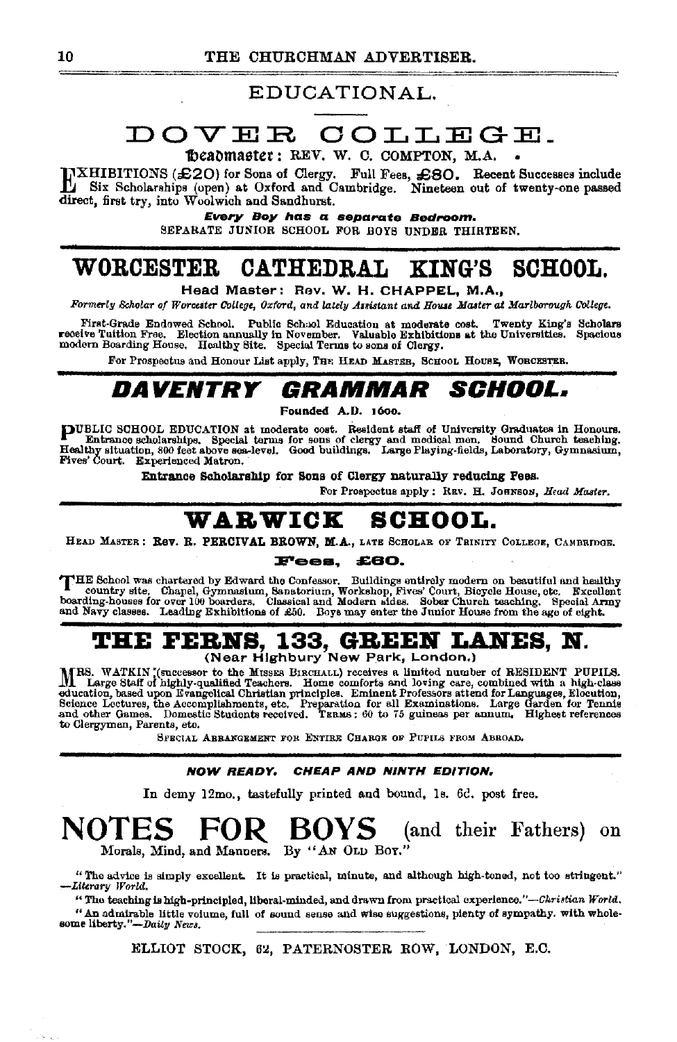## EDUCATIONAL.

# DOVER COLLEGE.

Headmaster: REV. W. C. COMPTON, M.A.

EXHIBITIONS (£20) for Sons of Clergy. Full Fees, £80. Recent Successes include Six Scholarships (open) at Oxford and Cambridge. Nineteen out of twenty-one passed direct, first try, into Woolwich and Sandhurst.

***Every Boy has a separate Bedroom.***

SEPARATE JUNIOR SCHOOL FOR BOYS UNDER THIRTEEN.

# WORCESTER CATHEDRAL KING'S SCHOOL.

**Head Master: Rev. W. H. CHAPPEL, M.A.,**

*Formerly Scholar of Worcester College, Oxford, and lately Assistant and House Master at Marlborough College.*

First-Grade Endowed School. Public School Education at moderate cost. Twenty King's Scholars receive Tuition Free. Election annually in November. Valuable Exhibitions at the Universities. Spacious modern Boarding House. Healthy Site. Special Terms to sons of Clergy.

For Prospectus and Honour List apply, THE HEAD MASTER, SCHOOL HOUSE, WORCESTER.

# *DAVENTRY GRAMMAR SCHOOL.*

Founded A.D. 1600.

PUBLIC SCHOOL EDUCATION at moderate cost. Resident staff of University Graduates in Honours. Entrance scholarships. Special terms for sons of clergy and medical men. Sound Church teaching. Healthy situation, 800 feet above sea-level. Good buildings. Large Playing-fields, Laboratory, Gymnasium, Fives' Court. Experienced Matron.

**Entrance Scholarship for Sons of Clergy naturally reducing Fees.**

For Prospectus apply: REV. H. JOHNSON, *Head Master.*

# WARWICK SCHOOL.

HEAD MASTER: **Rev. R. PERCIVAL BROWN, M.A.,** LATE SCHOLAR OF TRINITY COLLEGE, CAMBRIDGE.

**Fees, £60.**

THE School was chartered by Edward the Confessor. Buildings entirely modern on beautiful and healthy country site. Chapel, Gymnasium, Sanatorium, Workshop, Fives' Court, Bicycle House, etc. Excellent boarding-houses for over 100 boarders. Classical and Modern sides. Sober Church teaching. Special Army and Navy classes. Leading Exhibitions of £50. Boys may enter the Junior House from the age of eight.

# THE FERNS, 133, GREEN LANES, N.

**(Near Highbury New Park, London.)**

MRS. WATKIN (successor to the MISSES BIRCHALL) receives a limited number of RESIDENT PUPILS. Large Staff of highly-qualified Teachers. Home comforts and loving care, combined with a high-class education, based upon Evangelical Christian principles. Eminent Professors attend for Languages, Elocution, Science Lectures, the Accomplishments, etc. Preparation for all Examinations. Large Garden for Tennis and other Games. Domestic Students received. TERMS: 60 to 75 guineas per annum. Highest references to Clergymen, Parents, etc.

SPECIAL ARRANGEMENT FOR ENTIRE CHARGE OF PUPILS FROM ABROAD.

***NOW READY. CHEAP AND NINTH EDITION.***

In demy 12mo., tastefully printed and bound, 1s. 6d. post free.

# NOTES FOR BOYS (and their Fathers) on

Morals, Mind, and Manners. By "AN OLD BOY."

"The advice is simply excellent. It is practical, minute, and although high-toned, not too stringent."—*Literary World.*

"The teaching is high-principled, liberal-minded, and drawn from practical experience."—*Christian World.*

"An admirable little volume, full of sound sense and wise suggestions, plenty of sympathy, with wholesome liberty."—*Daily News.*

ELLIOT STOCK, 62, PATERNOSTER ROW, LONDON, E.C.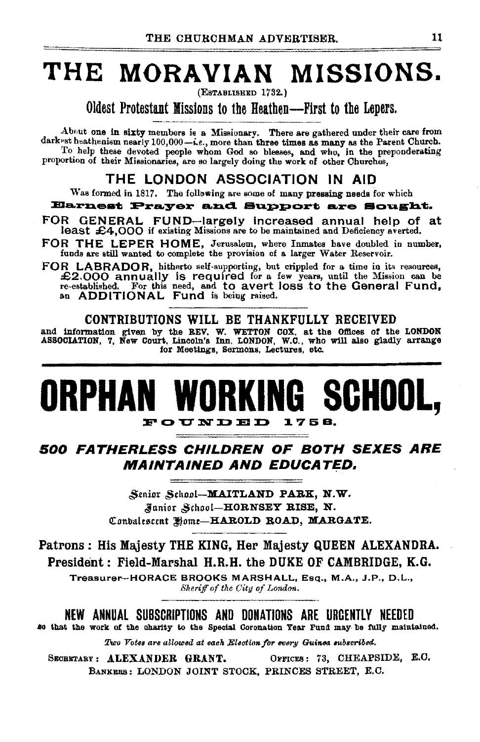# THE MORAVIAN MISSIONS.

(ESTABLISHED 1732.)

## Oldest Protestant Missions to the Heathen—First to the Lepers.

About one in sixty members is a Missionary. There are gathered under their care from darkest heathenism nearly 100,000—*i.e.*, more than three times as many as the Parent Church.

To help these devoted people whom God so blesses, and who, in the preponderating proportion of their Missionaries, are so largely doing the work of other Churches,

### THE LONDON ASSOCIATION IN AID

Was formed in 1817. The following are some of many pressing needs for which

**Earnest Prayer and Support are Sought.**

**FOR GENERAL FUND**—largely increased annual help of at least £4,000 if existing Missions are to be maintained and Deficiency averted.

**FOR THE LEPER HOME**, Jerusalem, where Inmates have doubled in number, funds are still wanted to complete the provision of a larger Water Reservoir.

**FOR LABRADOR**, hitherto self-supporting, but crippled for a time in its resources, £2,000 annually is required for a few years, until the Mission can be re-established. For this need, and to avert loss to the General Fund, an ADDITIONAL Fund is being raised.

### CONTRIBUTIONS WILL BE THANKFULLY RECEIVED

and information given by the REV. W. WETTON COX, at the Offices of the LONDON ASSOCIATION, 7, New Court, Lincoln's Inn, LONDON, W.C., who will also gladly arrange for Meetings, Sermons, Lectures, etc.

---

# ORPHAN WORKING SCHOOL,

**FOUNDED 1758.**

### *500 FATHERLESS CHILDREN OF BOTH SEXES ARE MAINTAINED AND EDUCATED.*

Senior School—**MAITLAND PARK, N.W.**
Junior School—**HORNSEY RISE, N.**
Convalescent Home—**HAROLD ROAD, MARGATE.**

**Patrons: His Majesty THE KING, Her Majesty QUEEN ALEXANDRA.**
**President: Field-Marshal H.R.H. the DUKE OF CAMBRIDGE, K.G.**

Treasurer—HORACE BROOKS MARSHALL, Esq., M.A., J.P., D.L.,
*Sheriff of the City of London.*

### NEW ANNUAL SUBSCRIPTIONS AND DONATIONS ARE URGENTLY NEEDED

so that the work of the charity to the Special Coronation Year Fund may be fully maintained.

*Two Votes are allowed at each Election for every Guinea subscribed.*

SECRETARY: **ALEXANDER GRANT.** OFFICES: 73, CHEAPSIDE, E.C.
BANKERS: LONDON JOINT STOCK, PRINCES STREET, E.C.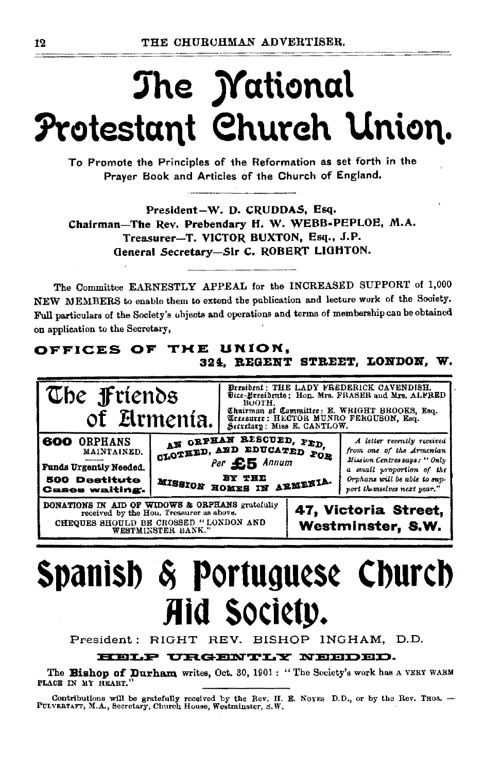# The National Protestant Church Union.

To Promote the Principles of the Reformation as set forth in the Prayer Book and Articles of the Church of England.

President—W. D. CRUDDAS, Esq.
Chairman—The Rev. Prebendary H. W. WEBB-PEPLOE, M.A.
Treasurer—T. VICTOR BUXTON, Esq., J.P.
General Secretary—Sir C. ROBERT LIGHTON.

The Committee EARNESTLY APPEAL for the INCREASED SUPPORT of 1,000 NEW MEMBERS to enable them to extend the publication and lecture work of the Society. Full particulars of the Society's objects and operations and terms of membership can be obtained on application to the Secretary,

**OFFICES OF THE UNION,**
**324, REGENT STREET, LONDON, W.**

## The Friends of Armenia.

President: THE LADY FREDERICK CAVENDISH.
Vice-Presidents: Hon. Mrs. FRASER and Mrs. ALFRED BOOTH.
Chairman of Committee: E. WRIGHT BROOKS, Esq.
Treasurer: HECTOR MUNRO FERGUSON, Esq.
Secretary: Miss E. CANTLOW.

**600 ORPHANS** MAINTAINED.

**Funds Urgently Needed.**

**500 Destitute Cases waiting.**

AN ORPHAN RESCUED, FED, CLOTHED, AND EDUCATED FOR *Per* **£5** *Annum* BY THE MISSION HOMES IN ARMENIA.

*A letter recently received from one of the Armenian Mission Centres says: "Only a small proportion of the Orphans will be able to support themselves next year."*

DONATIONS IN AID OF WIDOWS & ORPHANS gratefully received by the Hon. Treasurer as above.
CHEQUES SHOULD BE CROSSED "LONDON AND WESTMINSTER BANK."

**47, Victoria Street, Westminster, S.W.**

# Spanish & Portuguese Church Aid Society.

President: RIGHT REV. BISHOP INGHAM, D.D.

**HELP URGENTLY NEEDED.**

The **Bishop of Durham** writes, Oct. 30, 1901: "The Society's work has A VERY WARM PLACE IN MY HEART."

Contributions will be gratefully received by the Rev. H. E. NOYES D.D., or by the Rev. THOS. PULVERTAFT, M.A., Secretary, Church House, Westminster, S.W.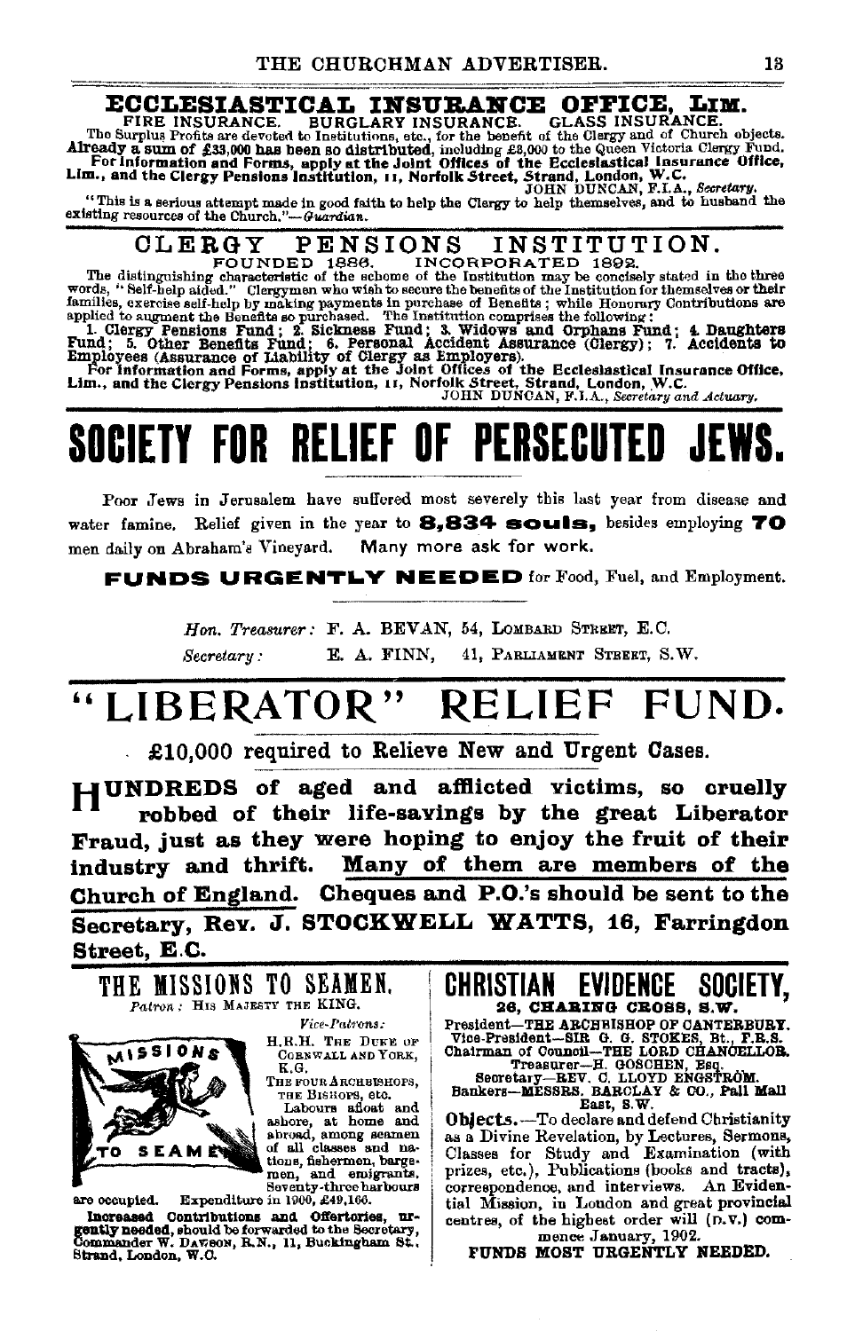## ECCLESIASTICAL INSURANCE OFFICE, LIM.

FIRE INSURANCE. BURGLARY INSURANCE. GLASS INSURANCE.

The Surplus Profits are devoted to Institutions, etc., for the benefit of the Clergy and of Church objects. **Already a sum of £33,000 has been so distributed**, including £8,000 to the Queen Victoria Clergy Fund. **For information and Forms, apply at the Joint Offices of the Ecclesiastical Insurance Office, Lim., and the Clergy Pensions Institution, 11, Norfolk Street, Strand, London, W.C.**

JOHN DUNCAN, F.I.A., *Secretary.*

"This is a serious attempt made in good faith to help the Clergy to help themselves, and to husband the existing resources of the Church."—*Guardian.*

---

## CLERGY PENSIONS INSTITUTION.

FOUNDED 1886. INCORPORATED 1892.

The distinguishing characteristic of the scheme of the Institution may be concisely stated in the three words, "Self-help aided." Clergymen who wish to secure the benefits of the Institution for themselves or their families, exercise self-help by making payments in purchase of Benefits; while Honorary Contributions are applied to augment the Benefits so purchased. The Institution comprises the following:

**1. Clergy Pensions Fund; 2. Sickness Fund; 3. Widows and Orphans Fund; 4. Daughters Fund; 5. Other Benefits Fund; 6. Personal Accident Assurance (Clergy); 7. Accidents to Employees (Assurance of Liability of Clergy as Employers).**

**For information and Forms, apply at the Joint Offices of the Ecclesiastical Insurance Office, Lim., and the Clergy Pensions Institution, 11, Norfolk Street, Strand, London, W.C.**

JOHN DUNCAN, F.I.A., *Secretary and Actuary.*

---

# SOCIETY FOR RELIEF OF PERSECUTED JEWS.

Poor Jews in Jerusalem have suffered most severely this last year from disease and water famine. Relief given in the year to **8,834 souls,** besides employing **70** men daily on Abraham's Vineyard. Many more ask for work.

**FUNDS URGENTLY NEEDED** for Food, Fuel, and Employment.

*Hon. Treasurer:* F. A. BEVAN, 54, LOMBARD STREET, E.C.

*Secretary:* E. A. FINN, 41, PARLIAMENT STREET, S.W.

---

# "LIBERATOR" RELIEF FUND.

**£10,000 required to Relieve New and Urgent Cases.**

**HUNDREDS of aged and afflicted victims, so cruelly robbed of their life-savings by the great Liberator Fraud, just as they were hoping to enjoy the fruit of their industry and thrift. Many of them are members of the Church of England. Cheques and P.O.'s should be sent to the Secretary, Rev. J. STOCKWELL WATTS, 16, Farringdon Street, E.C.**

---

## THE MISSIONS TO SEAMEN.

*Patron:* HIS MAJESTY THE KING.

*Vice-Patrons:*

H.R.H. THE DUKE OF CORNWALL AND YORK, K.G.

THE FOUR ARCHBISHOPS, THE BISHOPS, etc.

Labours afloat and ashore, at home and abroad, among seamen of all classes and nations, fishermen, bargemen, and emigrants. Seventy-three harbours are occupied. Expenditure in 1900, £49,166.

**Increased Contributions and Offertories, urgently needed,** should be forwarded to the Secretary, Commander W. DAWSON, R.N., 11, Buckingham St., Strand, London, W.C.

---

## CHRISTIAN EVIDENCE SOCIETY,

**26, CHARING CROSS, S.W.**

President—THE ARCHBISHOP OF CANTERBURY.
Vice-President—SIR G. G. STOKES, Bt., F.R.S.
Chairman of Council—THE LORD CHANCELLOR.
Treasurer—H. GOSCHEN, Esq.
Secretary—REV. C. LLOYD ENGSTRÖM.
Bankers—MESSRS. BARCLAY & CO., Pall Mall East, S.W.

**Objects.**—To declare and defend Christianity as a Divine Revelation, by Lectures, Sermons, Classes for Study and Examination (with prizes, etc.), Publications (books and tracts), correspondence, and interviews. An Evidential Mission, in London and great provincial centres, of the highest order will (D.V.) commence January, 1902.

**FUNDS MOST URGENTLY NEEDED.**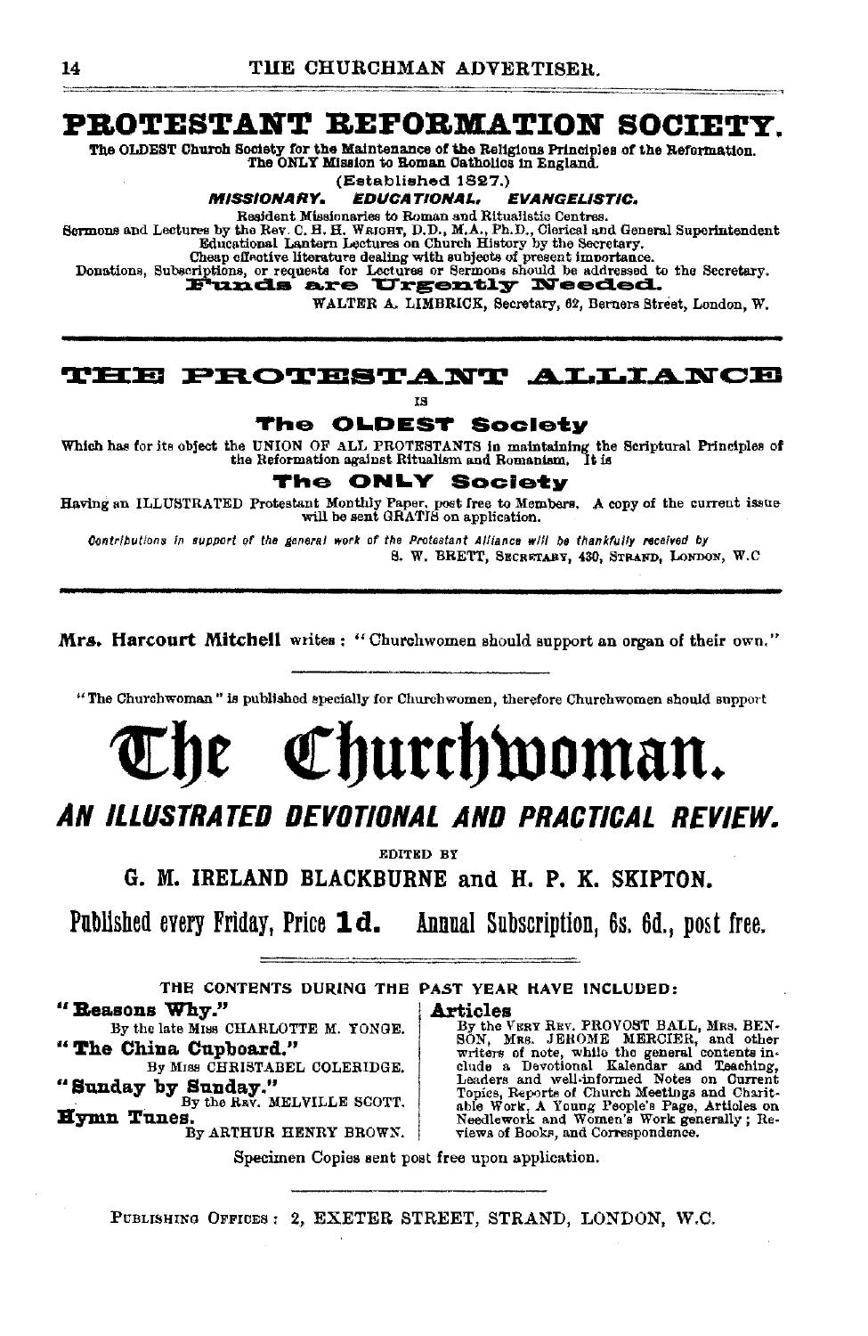# PROTESTANT REFORMATION SOCIETY.

**The OLDEST Church Society for the Maintenance of the Religious Principles of the Reformation.**
**The ONLY Mission to Roman Catholics in England.**

(Established 1827.)

***MISSIONARY. EDUCATIONAL. EVANGELISTIC.***

Resident Missionaries to Roman and Ritualistic Centres.
Sermons and Lectures by the Rev. C. H. H. WRIGHT, D.D., M.A., Ph.D., Clerical and General Superintendent
Educational Lantern Lectures on Church History by the Secretary.
Cheap effective literature dealing with subjects of present importance.
Donations, Subscriptions, or requests for Lectures or Sermons should be addressed to the Secretary.

**Funds are Urgently Needed.**

WALTER A. LIMBRICK, Secretary, 62, Berners Street, London, W.

---

# THE PROTESTANT ALLIANCE

IS

## The OLDEST Society

Which has for its object the UNION OF ALL PROTESTANTS in maintaining the Scriptural Principles of the Reformation against Ritualism and Romanism. It is

## The ONLY Society

Having an ILLUSTRATED Protestant Monthly Paper, post free to Members. A copy of the current issue will be sent GRATIS on application.

*Contributions in support of the general work of the Protestant Alliance will be thankfully received by*

S. W. BRETT, SECRETARY, 430, STRAND, LONDON, W.C.

---

**Mrs. Harcourt Mitchell** writes: "Churchwomen should support an organ of their own."

"The Churchwoman" is published specially for Churchwomen, therefore Churchwomen should support

# The Churchwoman.

## *AN ILLUSTRATED DEVOTIONAL AND PRACTICAL REVIEW.*

EDITED BY

### G. M. IRELAND BLACKBURNE and H. P. K. SKIPTON.

**Published every Friday, Price 1d. Annual Subscription, 6s. 6d., post free.**

THE CONTENTS DURING THE PAST YEAR HAVE INCLUDED:

**"Reasons Why."**
By the late MISS CHARLOTTE M. YONGE.

**"The China Cupboard."**
By MISS CHRISTABEL COLERIDGE.

**"Sunday by Sunday."**
By the REV. MELVILLE SCOTT.

**Hymn Tunes.**
By ARTHUR HENRY BROWN.

**Articles**
By the VERY REV. PROVOST BALL, MRS. BENSON, MRS. JEROME MERCIER, and other writers of note, while the general contents include a Devotional Kalendar and Teaching, Leaders and well-informed Notes on Current Topics, Reports of Church Meetings and Charitable Work, A Young People's Page, Articles on Needlework and Women's Work generally; Reviews of Books, and Correspondence.

Specimen Copies sent post free upon application.

PUBLISHING OFFICES: 2, EXETER STREET, STRAND, LONDON, W.C.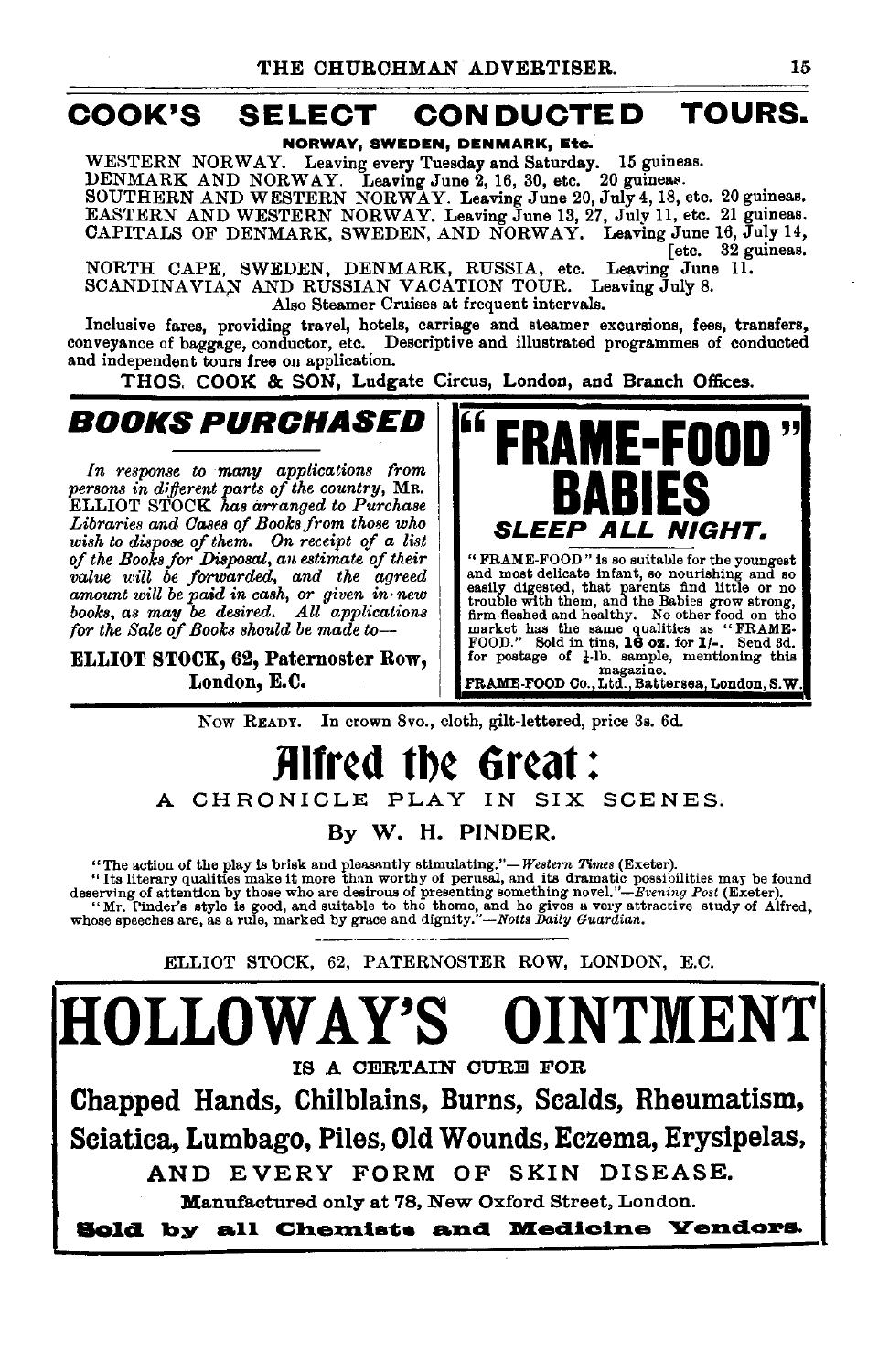# COOK'S SELECT CONDUCTED TOURS.

**NORWAY, SWEDEN, DENMARK, Etc.**

WESTERN NORWAY. Leaving every Tuesday and Saturday. 15 guineas.
DENMARK AND NORWAY. Leaving June 2, 16, 30, etc. 20 guineas.
SOUTHERN AND WESTERN NORWAY. Leaving June 20, July 4, 18, etc. 20 guineas.
EASTERN AND WESTERN NORWAY. Leaving June 13, 27, July 11, etc. 21 guineas.
CAPITALS OF DENMARK, SWEDEN, AND NORWAY. Leaving June 16, July 14, [etc. 32 guineas.
NORTH CAPE, SWEDEN, DENMARK, RUSSIA, etc. Leaving June 11.
SCANDINAVIAN AND RUSSIAN VACATION TOUR. Leaving July 8.

Also Steamer Cruises at frequent intervals.

Inclusive fares, providing travel, hotels, carriage and steamer excursions, fees, transfers, conveyance of baggage, conductor, etc. Descriptive and illustrated programmes of conducted and independent tours free on application.

THOS. COOK & SON, Ludgate Circus, London, and Branch Offices.

## BOOKS PURCHASED

*In response to many applications from persons in different parts of the country,* MR. ELLIOT STOCK *has arranged to Purchase Libraries and Cases of Books from those who wish to dispose of them. On receipt of a list of the Books for Disposal, an estimate of their value will be forwarded, and the agreed amount will be paid in cash, or given in new books, as may be desired. All applications for the Sale of Books should be made to—*

**ELLIOT STOCK, 62, Paternoster Row, London, E.C.**

## "FRAME-FOOD" BABIES

### SLEEP ALL NIGHT.

"FRAME-FOOD" is so suitable for the youngest and most delicate infant, so nourishing and so easily digested, that parents find little or no trouble with them, and the Babies grow strong, firm-fleshed and healthy. No other food on the market has the same qualities as "FRAME-FOOD." Sold in tins, **16 oz.** for **1/-**. Send 3d. for postage of ½-lb. sample, mentioning this magazine.

FRAME-FOOD Co., Ltd., Battersea, London, S.W.

NOW READY. In crown 8vo., cloth, gilt-lettered, price 3s. 6d.

## Alfred the Great:

### A CHRONICLE PLAY IN SIX SCENES.

By W. H. PINDER.

"The action of the play is brisk and pleasantly stimulating."—*Western Times* (Exeter).
"Its literary qualities make it more than worthy of perusal, and its dramatic possibilities may be found deserving of attention by those who are desirous of presenting something novel."—*Evening Post* (Exeter).
"Mr. Pinder's style is good, and suitable to the theme, and he gives a very attractive study of Alfred, whose speeches are, as a rule, marked by grace and dignity."—*Notts Daily Guardian.*

ELLIOT STOCK, 62, PATERNOSTER ROW, LONDON, E.C.

# HOLLOWAY'S OINTMENT

IS A CERTAIN CURE FOR

**Chapped Hands, Chilblains, Burns, Scalds, Rheumatism, Sciatica, Lumbago, Piles, Old Wounds, Eczema, Erysipelas,**

AND EVERY FORM OF SKIN DISEASE.

Manufactured only at 78, New Oxford Street, London.

**Sold by all Chemists and Medicine Vendors.**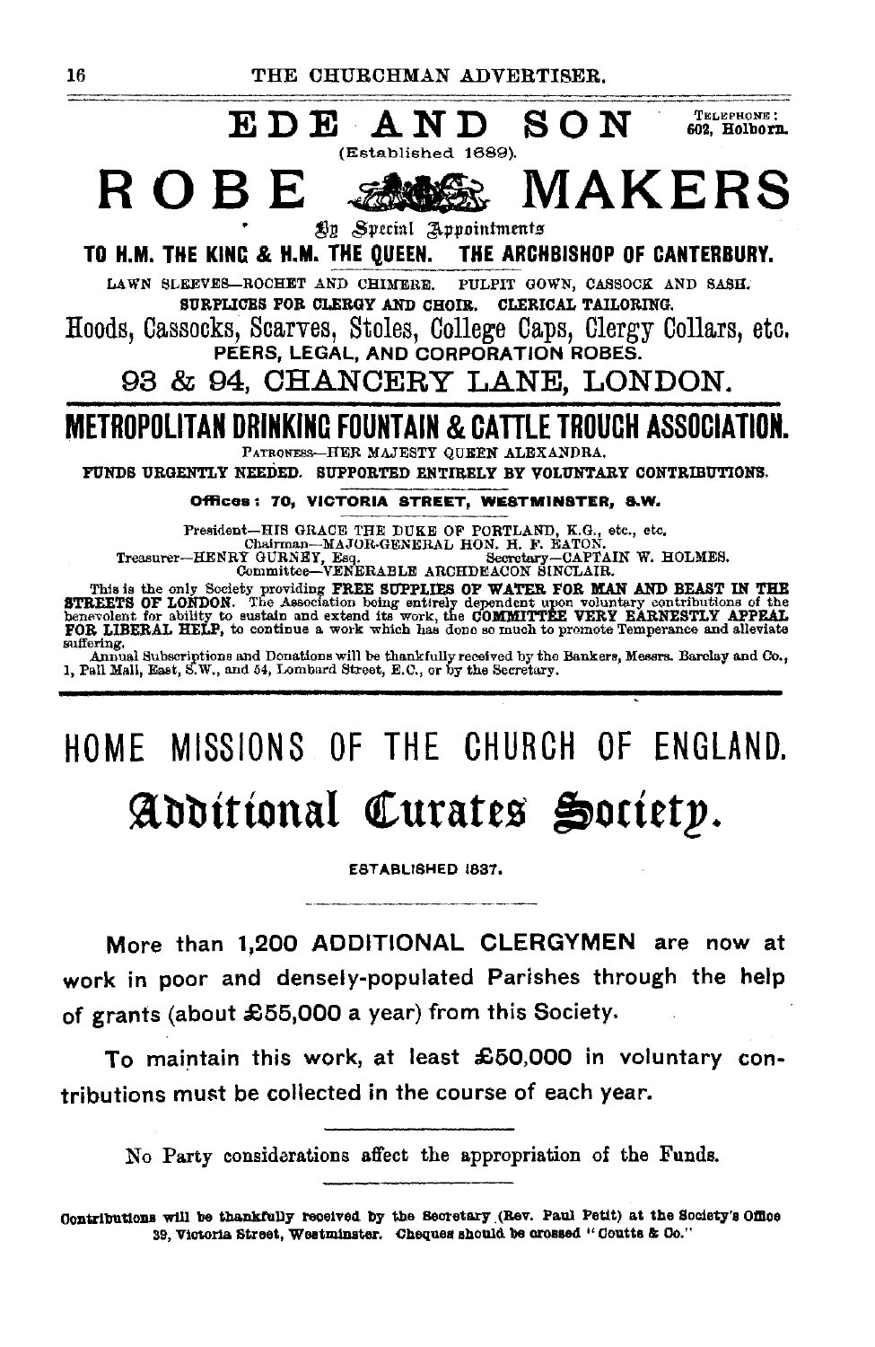# EDE AND SON

TELEPHONE: 602, Holborn.

(Established 1689).

# ROBE MAKERS

By Special Appointments

**TO H.M. THE KING & H.M. THE QUEEN. THE ARCHBISHOP OF CANTERBURY.**

LAWN SLEEVES—ROCHET AND CHIMERE. PULPIT GOWN, CASSOCK AND SASH.
SURPLICES FOR CLERGY AND CHOIR. CLERICAL TAILORING.

Hoods, Cassocks, Scarves, Stoles, College Caps, Clergy Collars, etc.
PEERS, LEGAL, AND CORPORATION ROBES.

93 & 94, CHANCERY LANE, LONDON.

---

# METROPOLITAN DRINKING FOUNTAIN & CATTLE TROUGH ASSOCIATION.

PATRONESS—HER MAJESTY QUEEN ALEXANDRA.

FUNDS URGENTLY NEEDED. SUPPORTED ENTIRELY BY VOLUNTARY CONTRIBUTIONS.

**Offices: 70, VICTORIA STREET, WESTMINSTER, S.W.**

President—HIS GRACE THE DUKE OF PORTLAND, K.G., etc., etc.
Chairman—MAJOR-GENERAL HON. H. F. EATON.
Treasurer—HENRY GURNEY, Esq. Secretary—CAPTAIN W. HOLMES.
Committee—VENERABLE ARCHDEACON SINCLAIR.

This is the only Society providing **FREE SUPPLIES OF WATER FOR MAN AND BEAST IN THE STREETS OF LONDON.** The Association being entirely dependent upon voluntary contributions of the benevolent for ability to sustain and extend its work, the **COMMITTEE VERY EARNESTLY APPEAL FOR LIBERAL HELP,** to continue a work which has done so much to promote Temperance and alleviate suffering.

Annual Subscriptions and Donations will be thankfully received by the Bankers, Messrs. Barclay and Co., 1, Pall Mall, East, S.W., and 54, Lombard Street, E.C., or by the Secretary.

---

# HOME MISSIONS OF THE CHURCH OF ENGLAND.

## Additional Curates Society.

ESTABLISHED 1837.

More than 1,200 **ADDITIONAL CLERGYMEN** are now at work in poor and densely-populated Parishes through the help of grants (about £55,000 a year) from this Society.

To maintain this work, at least £50,000 in voluntary contributions must be collected in the course of each year.

No Party considerations affect the appropriation of the Funds.

**Contributions will be thankfully received by the Secretary (Rev. Paul Petit) at the Society's Office 39, Victoria Street, Westminster. Cheques should be crossed "Coutts & Co."**